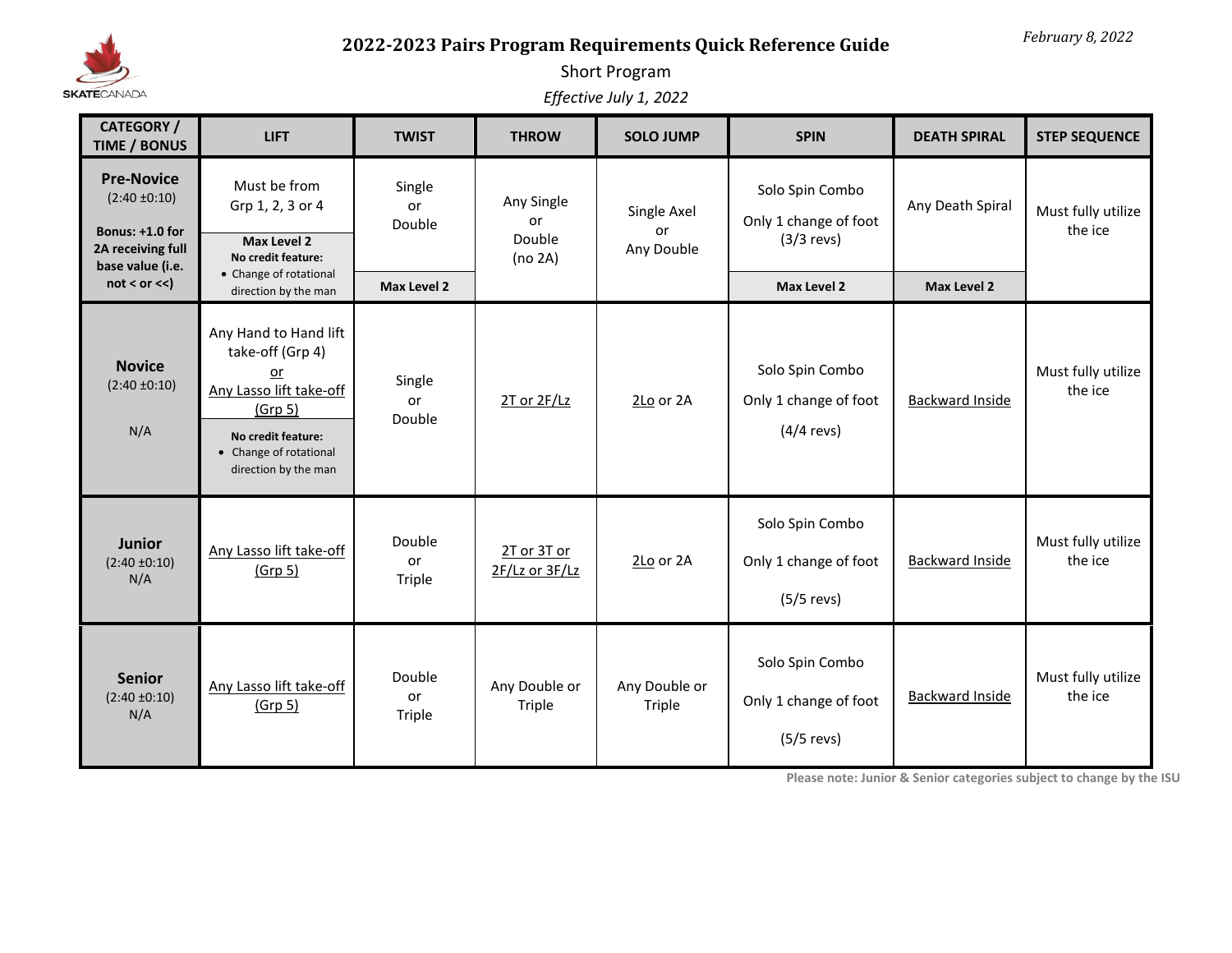*February 8, 2022*

# 2022-2023 Pairs Program Requirements Quick Reference Guide

## Short Program

*Effective July 1, 2022*

| CATEGORY / TIME / BONUS | LIFT | TWIST | THROW | SOLO JUMP | SPIN | DEATH SPIRAL | STEP SEQUENCE |
|---|---|---|---|---|---|---|---|
| **Pre-Novice** (2:40 ±0:10) **Bonus: +1.0 for 2A receiving full base value (i.e. not < or <<)** | Must be from Grp 1, 2, 3 or 4 **Max Level 2** **No credit feature:** • Change of rotational direction by the man | Single or Double **Max Level 2** | Any Single or Double (no 2A) | Single Axel or Any Double | Solo Spin Combo Only 1 change of foot (3/3 revs) **Max Level 2** | Any Death Spiral **Max Level 2** | Must fully utilize the ice |
| **Novice** (2:40 ±0:10) N/A | Any Hand to Hand lift take-off (Grp 4) or Any Lasso lift take-off (Grp 5) **No credit feature:** • Change of rotational direction by the man | Single or Double | 2T or 2F/Lz | 2Lo or 2A | Solo Spin Combo Only 1 change of foot (4/4 revs) | Backward Inside | Must fully utilize the ice |
| **Junior** (2:40 ±0:10) N/A | Any Lasso lift take-off (Grp 5) | Double or Triple | 2T or 3T or 2F/Lz or 3F/Lz | 2Lo or 2A | Solo Spin Combo Only 1 change of foot (5/5 revs) | Backward Inside | Must fully utilize the ice |
| **Senior** (2:40 ±0:10) N/A | Any Lasso lift take-off (Grp 5) | Double or Triple | Any Double or Triple | Any Double or Triple | Solo Spin Combo Only 1 change of foot (5/5 revs) | Backward Inside | Must fully utilize the ice |

**Please note: Junior & Senior categories subject to change by the ISU**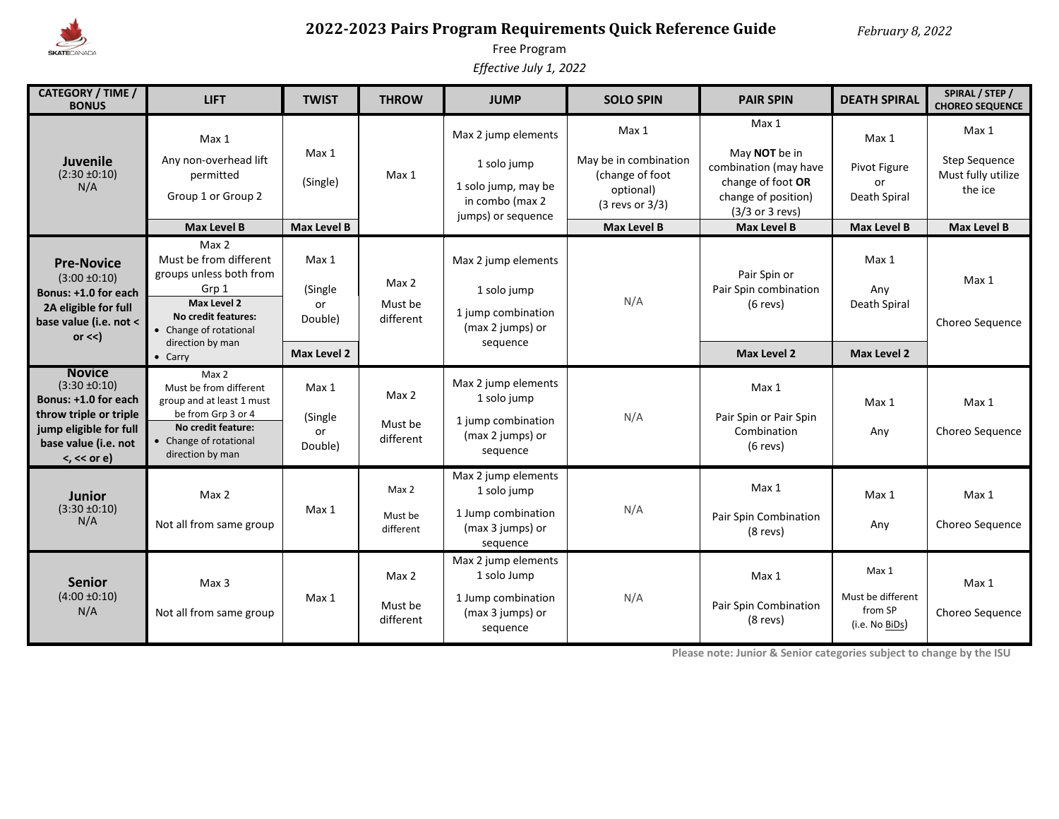# 2022-2023 Pairs Program Requirements Quick Reference Guide

*February 8, 2022*

Free Program

*Effective July 1, 2022*

| CATEGORY / TIME / BONUS | LIFT | TWIST | THROW | JUMP | SOLO SPIN | PAIR SPIN | DEATH SPIRAL | SPIRAL / STEP / CHOREO SEQUENCE |
|---|---|---|---|---|---|---|---|---|
| **Juvenile** (2:30 ±0:10) N/A | Max 1<br>Any non-overhead lift permitted<br>Group 1 or Group 2<br>**Max Level B** | Max 1<br>(Single)<br>**Max Level B** | Max 1 | Max 2 jump elements<br>1 solo jump<br>1 solo jump, may be in combo (max 2 jumps) or sequence | Max 1<br>May be in combination (change of foot optional)<br>(3 revs or 3/3)<br>**Max Level B** | Max 1<br>May **NOT** be in combination (may have change of foot **OR** change of position)<br>(3/3 or 3 revs)<br>**Max Level B** | Max 1<br>Pivot Figure or Death Spiral<br>**Max Level B** | Max 1<br>Step Sequence Must fully utilize the ice<br>**Max Level B** |
| **Pre-Novice** (3:00 ±0:10)<br>**Bonus: +1.0 for each 2A eligible for full base value (i.e. not < or <<)** | Max 2<br>Must be from different groups unless both from Grp 1<br>**Max Level 2**<br>**No credit features:**<br>• Change of rotational direction by man<br>• Carry | Max 1<br>(Single or Double)<br>**Max Level 2** | Max 2<br>Must be different | Max 2 jump elements<br>1 solo jump<br>1 jump combination (max 2 jumps) or sequence | N/A | Pair Spin or Pair Spin combination<br>(6 revs)<br>**Max Level 2** | Max 1<br>Any Death Spiral<br>**Max Level 2** | Max 1<br>Choreo Sequence |
| **Novice** (3:30 ±0:10)<br>**Bonus: +1.0 for each throw triple or triple jump eligible for full base value (i.e. not <, << or e)** | Max 2<br>Must be from different group and at least 1 must be from Grp 3 or 4<br>**No credit feature:**<br>• Change of rotational direction by man | Max 1<br>(Single or Double) | Max 2<br>Must be different | Max 2 jump elements<br>1 solo jump<br>1 jump combination (max 2 jumps) or sequence | N/A | Max 1<br>Pair Spin or Pair Spin Combination<br>(6 revs) | Max 1<br>Any | Max 1<br>Choreo Sequence |
| **Junior** (3:30 ±0:10) N/A | Max 2<br>Not all from same group | Max 1 | Max 2<br>Must be different | Max 2 jump elements<br>1 solo jump<br>1 Jump combination (max 3 jumps) or sequence | N/A | Max 1<br>Pair Spin Combination<br>(8 revs) | Max 1<br>Any | Max 1<br>Choreo Sequence |
| **Senior** (4:00 ±0:10) N/A | Max 3<br>Not all from same group | Max 1 | Max 2<br>Must be different | Max 2 jump elements<br>1 solo Jump<br>1 Jump combination (max 3 jumps) or sequence | N/A | Max 1<br>Pair Spin Combination<br>(8 revs) | Max 1<br>Must be different from SP<br>(i.e. No BiDs) | Max 1<br>Choreo Sequence |

**Please note: Junior & Senior categories subject to change by the ISU**